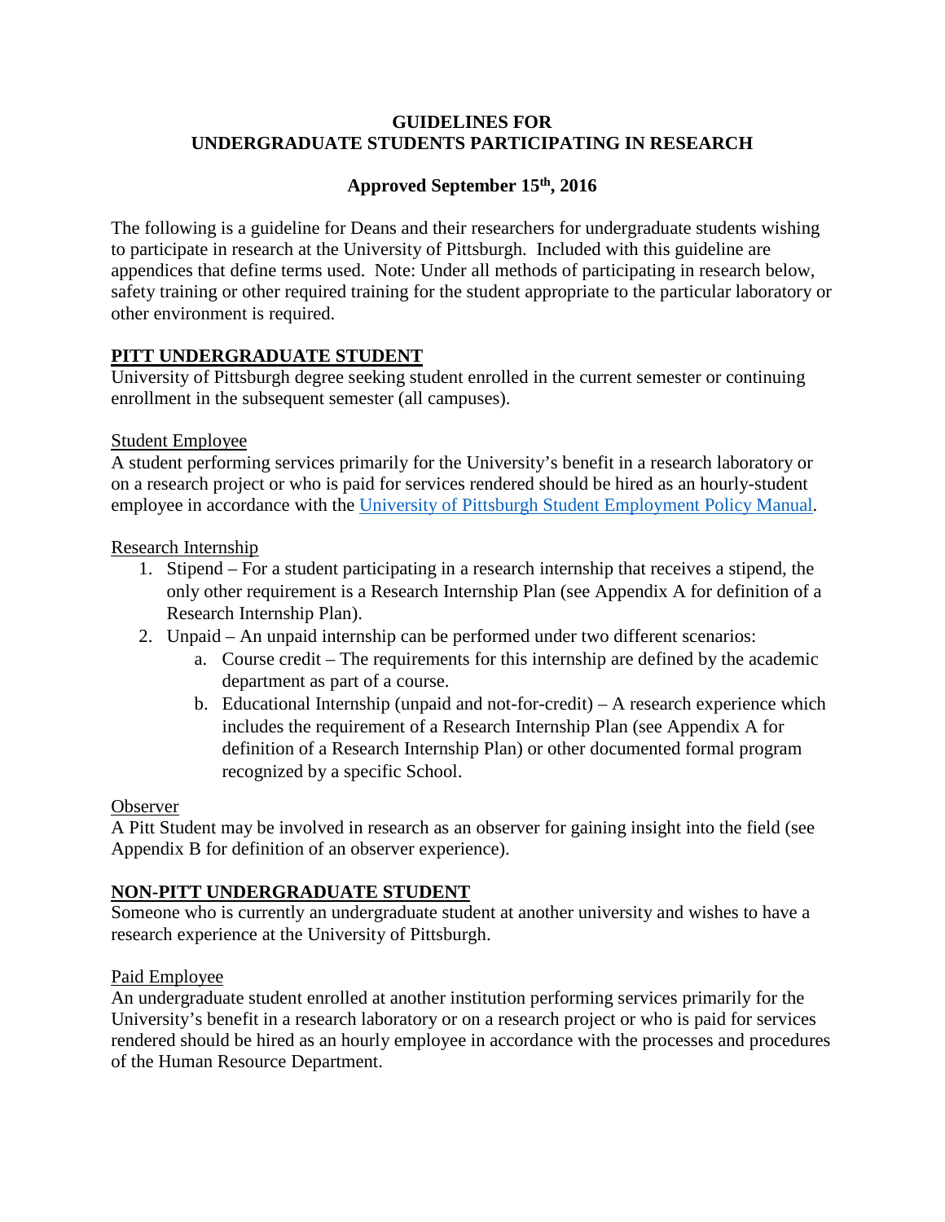# GUIDELINES FOR UNDERGRADUATE STUDENTS PARTICIPATING IN RESEARCH

**Approved September 15th, 2016**

The following is a guideline for Deans and their researchers for undergraduate students wishing to participate in research at the University of Pittsburgh. Included with this guideline are appendices that define terms used. Note: Under all methods of participating in research below, safety training or other required training for the student appropriate to the particular laboratory or other environment is required.

## PITT UNDERGRADUATE STUDENT

University of Pittsburgh degree seeking student enrolled in the current semester or continuing enrollment in the subsequent semester (all campuses).

### Student Employee

A student performing services primarily for the University's benefit in a research laboratory or on a research project or who is paid for services rendered should be hired as an hourly-student employee in accordance with the [University of Pittsburgh Student Employment Policy Manual](#).

### Research Internship

1. Stipend – For a student participating in a research internship that receives a stipend, the only other requirement is a Research Internship Plan (see Appendix A for definition of a Research Internship Plan).
2. Unpaid – An unpaid internship can be performed under two different scenarios:
   a. Course credit – The requirements for this internship are defined by the academic department as part of a course.
   b. Educational Internship (unpaid and not-for-credit) – A research experience which includes the requirement of a Research Internship Plan (see Appendix A for definition of a Research Internship Plan) or other documented formal program recognized by a specific School.

### Observer

A Pitt Student may be involved in research as an observer for gaining insight into the field (see Appendix B for definition of an observer experience).

## NON-PITT UNDERGRADUATE STUDENT

Someone who is currently an undergraduate student at another university and wishes to have a research experience at the University of Pittsburgh.

### Paid Employee

An undergraduate student enrolled at another institution performing services primarily for the University's benefit in a research laboratory or on a research project or who is paid for services rendered should be hired as an hourly employee in accordance with the processes and procedures of the Human Resource Department.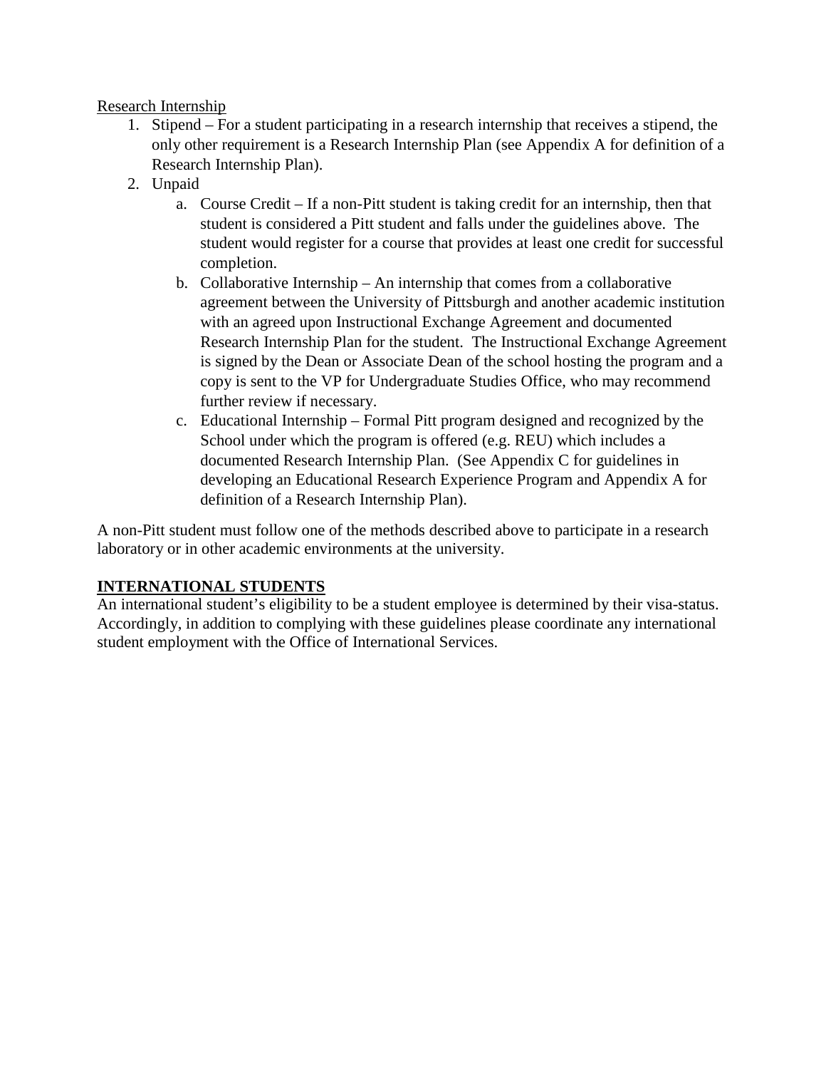Research Internship

1. Stipend – For a student participating in a research internship that receives a stipend, the only other requirement is a Research Internship Plan (see Appendix A for definition of a Research Internship Plan).
2. Unpaid
   a. Course Credit – If a non-Pitt student is taking credit for an internship, then that student is considered a Pitt student and falls under the guidelines above. The student would register for a course that provides at least one credit for successful completion.
   b. Collaborative Internship – An internship that comes from a collaborative agreement between the University of Pittsburgh and another academic institution with an agreed upon Instructional Exchange Agreement and documented Research Internship Plan for the student. The Instructional Exchange Agreement is signed by the Dean or Associate Dean of the school hosting the program and a copy is sent to the VP for Undergraduate Studies Office, who may recommend further review if necessary.
   c. Educational Internship – Formal Pitt program designed and recognized by the School under which the program is offered (e.g. REU) which includes a documented Research Internship Plan. (See Appendix C for guidelines in developing an Educational Research Experience Program and Appendix A for definition of a Research Internship Plan).

A non-Pitt student must follow one of the methods described above to participate in a research laboratory or in other academic environments at the university.

**INTERNATIONAL STUDENTS**

An international student's eligibility to be a student employee is determined by their visa-status. Accordingly, in addition to complying with these guidelines please coordinate any international student employment with the Office of International Services.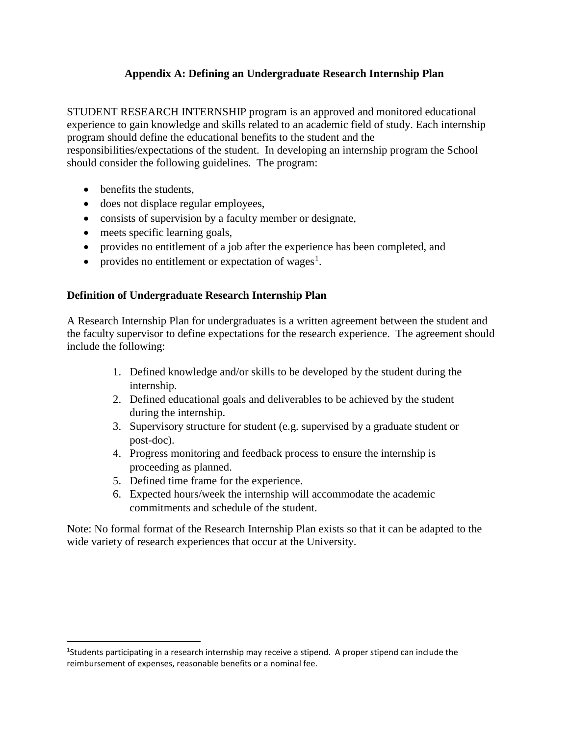## Appendix A: Defining an Undergraduate Research Internship Plan

STUDENT RESEARCH INTERNSHIP program is an approved and monitored educational experience to gain knowledge and skills related to an academic field of study. Each internship program should define the educational benefits to the student and the responsibilities/expectations of the student. In developing an internship program the School should consider the following guidelines. The program:

- benefits the students,
- does not displace regular employees,
- consists of supervision by a faculty member or designate,
- meets specific learning goals,
- provides no entitlement of a job after the experience has been completed, and
- provides no entitlement or expectation of wages[1].

### Definition of Undergraduate Research Internship Plan

A Research Internship Plan for undergraduates is a written agreement between the student and the faculty supervisor to define expectations for the research experience. The agreement should include the following:

1. Defined knowledge and/or skills to be developed by the student during the internship.
2. Defined educational goals and deliverables to be achieved by the student during the internship.
3. Supervisory structure for student (e.g. supervised by a graduate student or post-doc).
4. Progress monitoring and feedback process to ensure the internship is proceeding as planned.
5. Defined time frame for the experience.
6. Expected hours/week the internship will accommodate the academic commitments and schedule of the student.

Note: No formal format of the Research Internship Plan exists so that it can be adapted to the wide variety of research experiences that occur at the University.

---

[1] Students participating in a research internship may receive a stipend. A proper stipend can include the reimbursement of expenses, reasonable benefits or a nominal fee.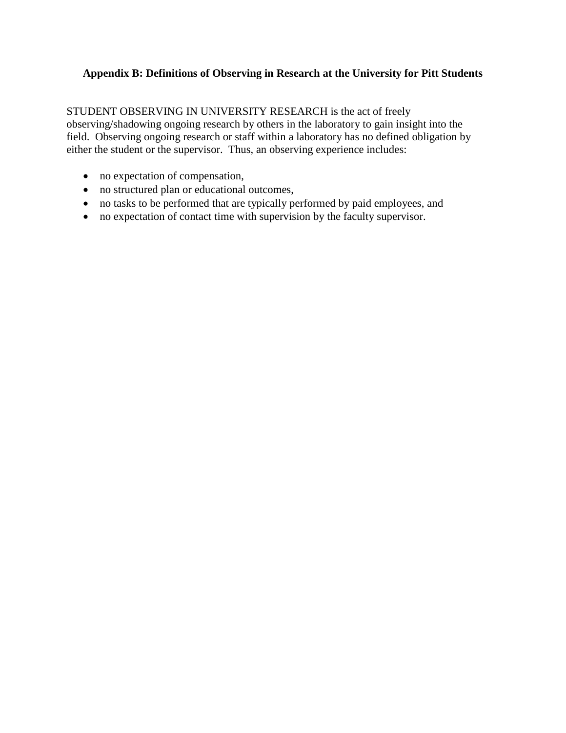### Appendix B: Definitions of Observing in Research at the University for Pitt Students

STUDENT OBSERVING IN UNIVERSITY RESEARCH is the act of freely observing/shadowing ongoing research by others in the laboratory to gain insight into the field. Observing ongoing research or staff within a laboratory has no defined obligation by either the student or the supervisor. Thus, an observing experience includes:

- no expectation of compensation,
- no structured plan or educational outcomes,
- no tasks to be performed that are typically performed by paid employees, and
- no expectation of contact time with supervision by the faculty supervisor.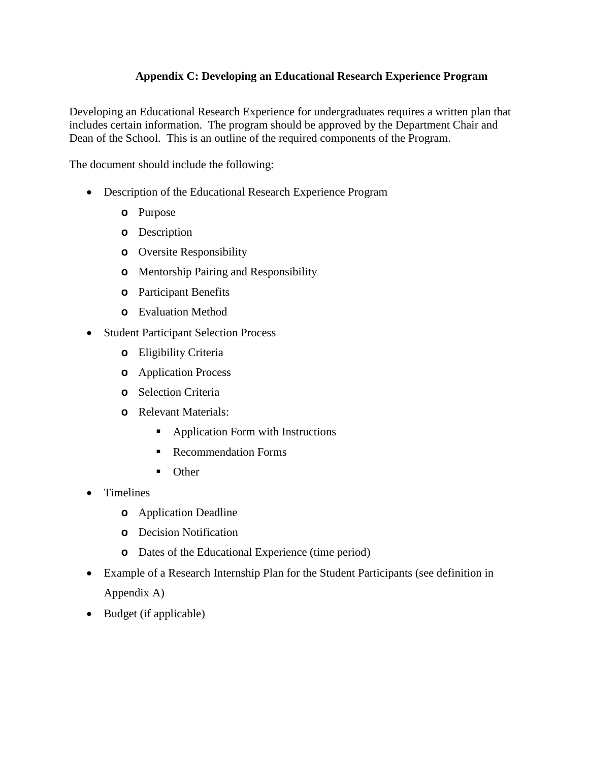## Appendix C: Developing an Educational Research Experience Program

Developing an Educational Research Experience for undergraduates requires a written plan that includes certain information. The program should be approved by the Department Chair and Dean of the School. This is an outline of the required components of the Program.

The document should include the following:

- Description of the Educational Research Experience Program
    - Purpose
    - Description
    - Oversite Responsibility
    - Mentorship Pairing and Responsibility
    - Participant Benefits
    - Evaluation Method
- Student Participant Selection Process
    - Eligibility Criteria
    - Application Process
    - Selection Criteria
    - Relevant Materials:
        - Application Form with Instructions
        - Recommendation Forms
        - Other
- Timelines
    - Application Deadline
    - Decision Notification
    - Dates of the Educational Experience (time period)
- Example of a Research Internship Plan for the Student Participants (see definition in Appendix A)
- Budget (if applicable)